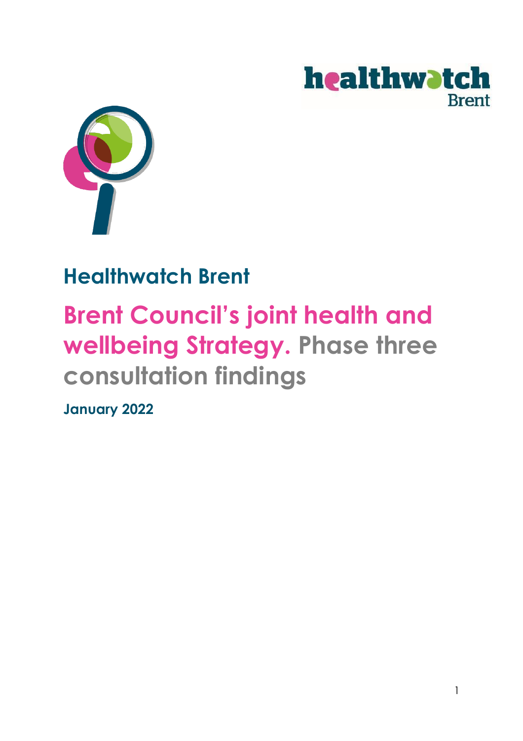## Healthwatch Brent

# Brent Council's joint health and wellbeing Strategy. Phase three consultation findings

**January 2022**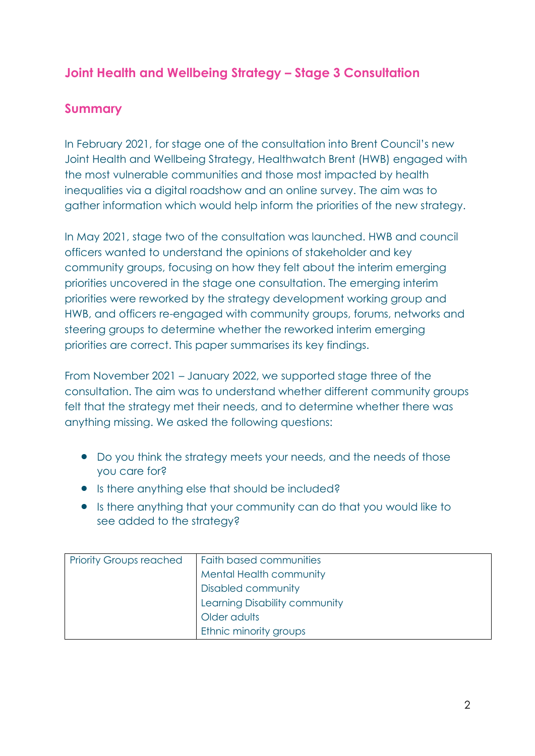# Joint Health and Wellbeing Strategy – Stage 3 Consultation

## Summary

In February 2021, for stage one of the consultation into Brent Council's new Joint Health and Wellbeing Strategy, Healthwatch Brent (HWB) engaged with the most vulnerable communities and those most impacted by health inequalities via a digital roadshow and an online survey. The aim was to gather information which would help inform the priorities of the new strategy.

In May 2021, stage two of the consultation was launched. HWB and council officers wanted to understand the opinions of stakeholder and key community groups, focusing on how they felt about the interim emerging priorities uncovered in the stage one consultation. The emerging interim priorities were reworked by the strategy development working group and HWB, and officers re-engaged with community groups, forums, networks and steering groups to determine whether the reworked interim emerging priorities are correct. This paper summarises its key findings.

From November 2021 – January 2022, we supported stage three of the consultation. The aim was to understand whether different community groups felt that the strategy met their needs, and to determine whether there was anything missing. We asked the following questions:

- Do you think the strategy meets your needs, and the needs of those you care for?
- Is there anything else that should be included?
- Is there anything that your community can do that you would like to see added to the strategy?

| Priority Groups reached | Faith based communities<br>Mental Health community<br>Disabled community<br>Learning Disability community<br>Older adults<br>Ethnic minority groups |
|---|---|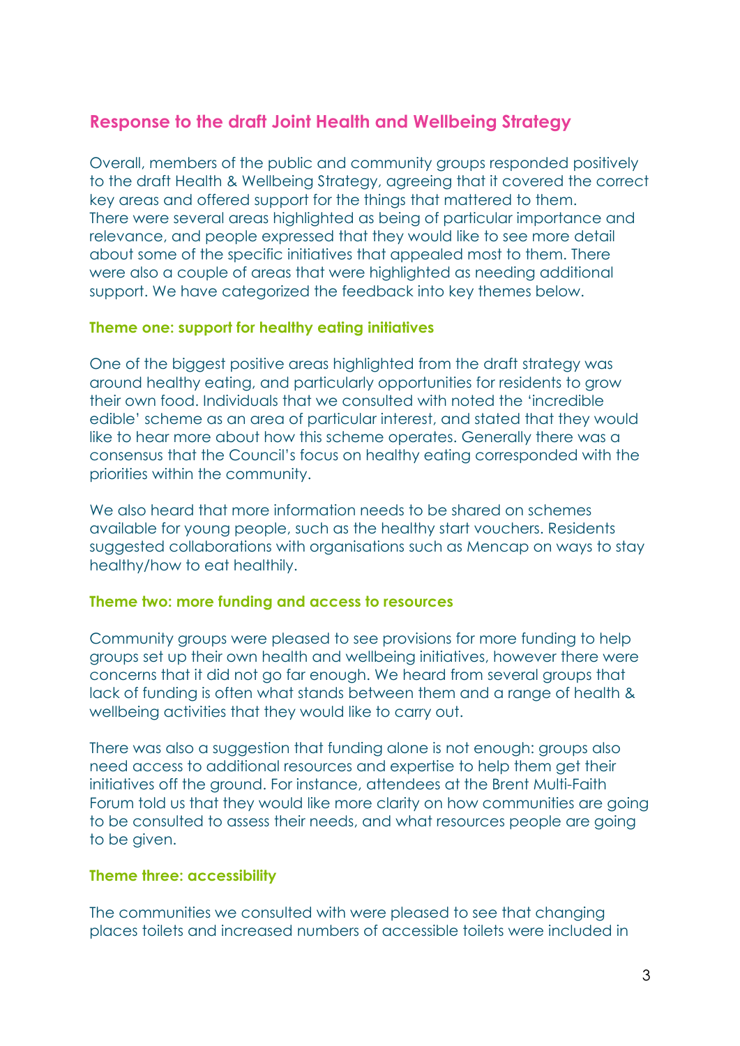## Response to the draft Joint Health and Wellbeing Strategy

Overall, members of the public and community groups responded positively to the draft Health & Wellbeing Strategy, agreeing that it covered the correct key areas and offered support for the things that mattered to them. There were several areas highlighted as being of particular importance and relevance, and people expressed that they would like to see more detail about some of the specific initiatives that appealed most to them. There were also a couple of areas that were highlighted as needing additional support. We have categorized the feedback into key themes below.

### Theme one: support for healthy eating initiatives

One of the biggest positive areas highlighted from the draft strategy was around healthy eating, and particularly opportunities for residents to grow their own food. Individuals that we consulted with noted the 'incredible edible' scheme as an area of particular interest, and stated that they would like to hear more about how this scheme operates. Generally there was a consensus that the Council's focus on healthy eating corresponded with the priorities within the community.

We also heard that more information needs to be shared on schemes available for young people, such as the healthy start vouchers. Residents suggested collaborations with organisations such as Mencap on ways to stay healthy/how to eat healthily.

### Theme two: more funding and access to resources

Community groups were pleased to see provisions for more funding to help groups set up their own health and wellbeing initiatives, however there were concerns that it did not go far enough. We heard from several groups that lack of funding is often what stands between them and a range of health & wellbeing activities that they would like to carry out.

There was also a suggestion that funding alone is not enough: groups also need access to additional resources and expertise to help them get their initiatives off the ground. For instance, attendees at the Brent Multi-Faith Forum told us that they would like more clarity on how communities are going to be consulted to assess their needs, and what resources people are going to be given.

### Theme three: accessibility

The communities we consulted with were pleased to see that changing places toilets and increased numbers of accessible toilets were included in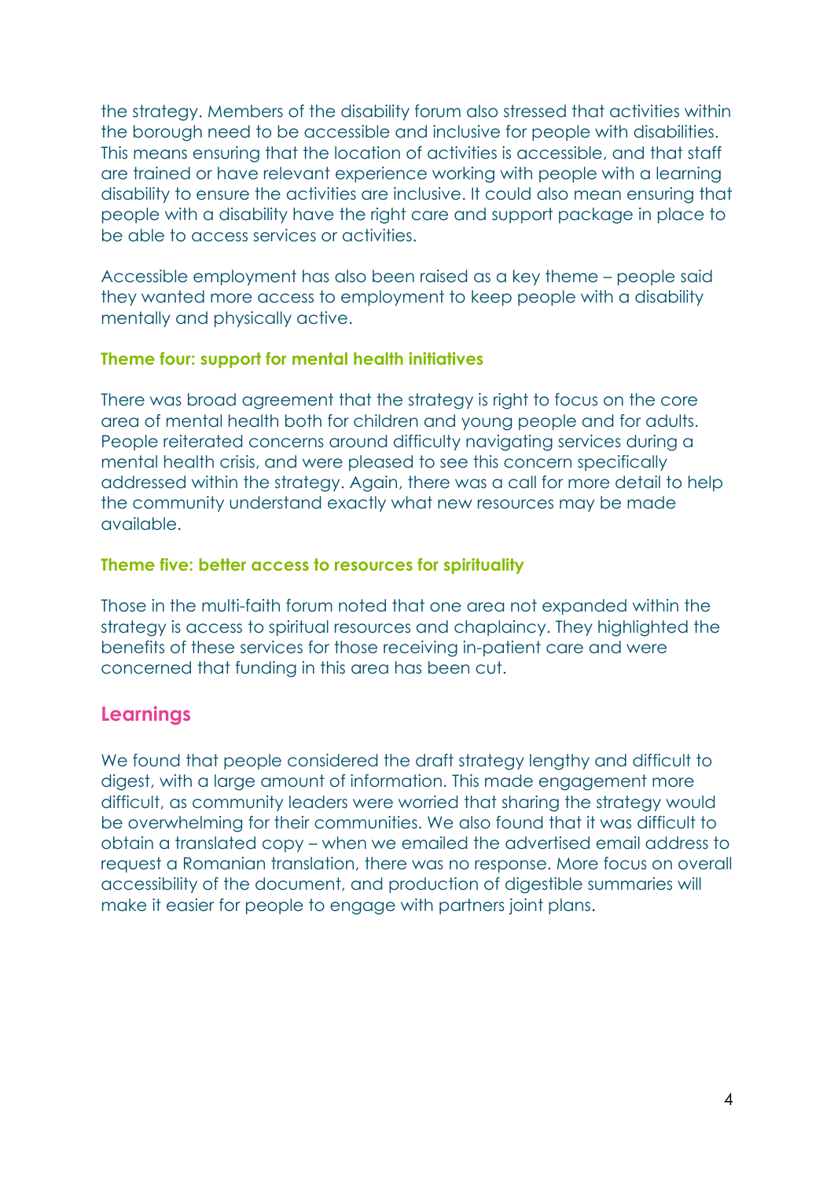the strategy. Members of the disability forum also stressed that activities within the borough need to be accessible and inclusive for people with disabilities. This means ensuring that the location of activities is accessible, and that staff are trained or have relevant experience working with people with a learning disability to ensure the activities are inclusive. It could also mean ensuring that people with a disability have the right care and support package in place to be able to access services or activities.

Accessible employment has also been raised as a key theme – people said they wanted more access to employment to keep people with a disability mentally and physically active.

### Theme four: support for mental health initiatives

There was broad agreement that the strategy is right to focus on the core area of mental health both for children and young people and for adults. People reiterated concerns around difficulty navigating services during a mental health crisis, and were pleased to see this concern specifically addressed within the strategy. Again, there was a call for more detail to help the community understand exactly what new resources may be made available.

### Theme five: better access to resources for spirituality

Those in the multi-faith forum noted that one area not expanded within the strategy is access to spiritual resources and chaplaincy. They highlighted the benefits of these services for those receiving in-patient care and were concerned that funding in this area has been cut.

## Learnings

We found that people considered the draft strategy lengthy and difficult to digest, with a large amount of information. This made engagement more difficult, as community leaders were worried that sharing the strategy would be overwhelming for their communities. We also found that it was difficult to obtain a translated copy – when we emailed the advertised email address to request a Romanian translation, there was no response. More focus on overall accessibility of the document, and production of digestible summaries will make it easier for people to engage with partners joint plans.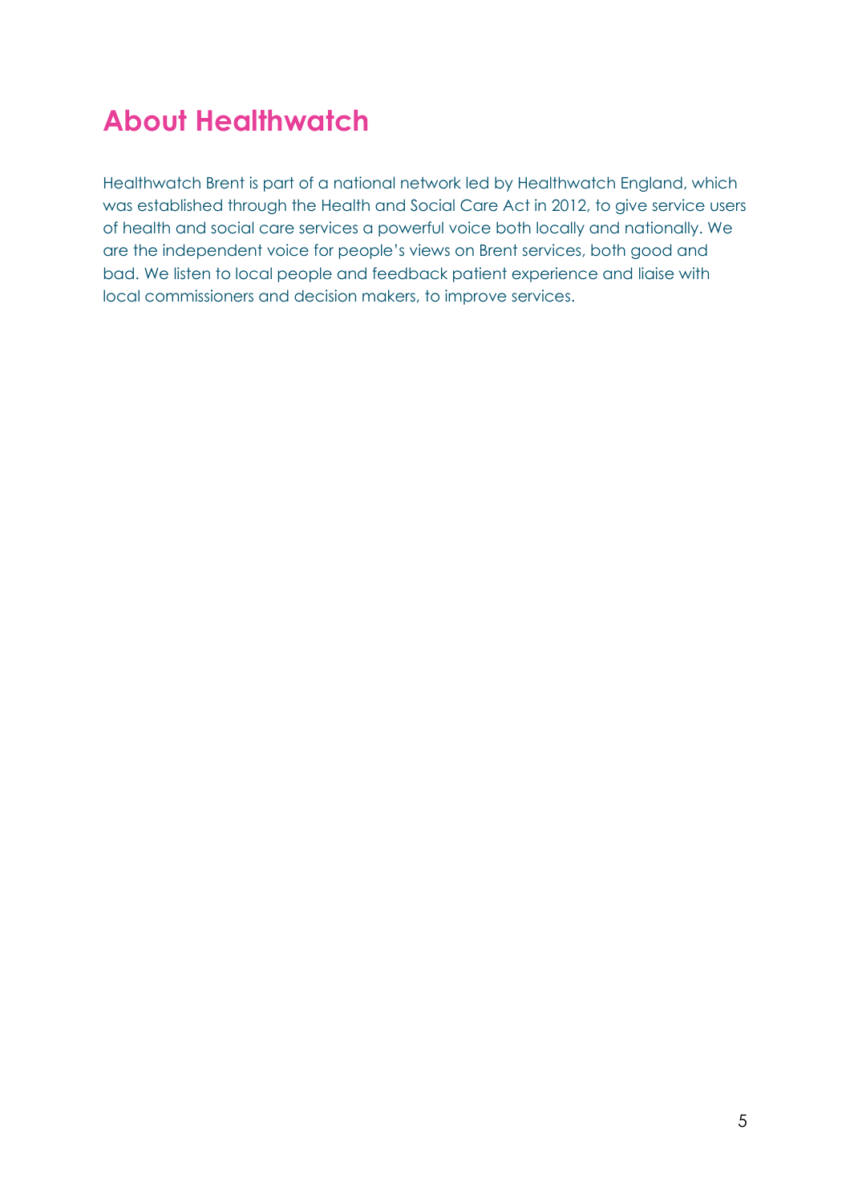# About Healthwatch

Healthwatch Brent is part of a national network led by Healthwatch England, which was established through the Health and Social Care Act in 2012, to give service users of health and social care services a powerful voice both locally and nationally. We are the independent voice for people's views on Brent services, both good and bad. We listen to local people and feedback patient experience and liaise with local commissioners and decision makers, to improve services.